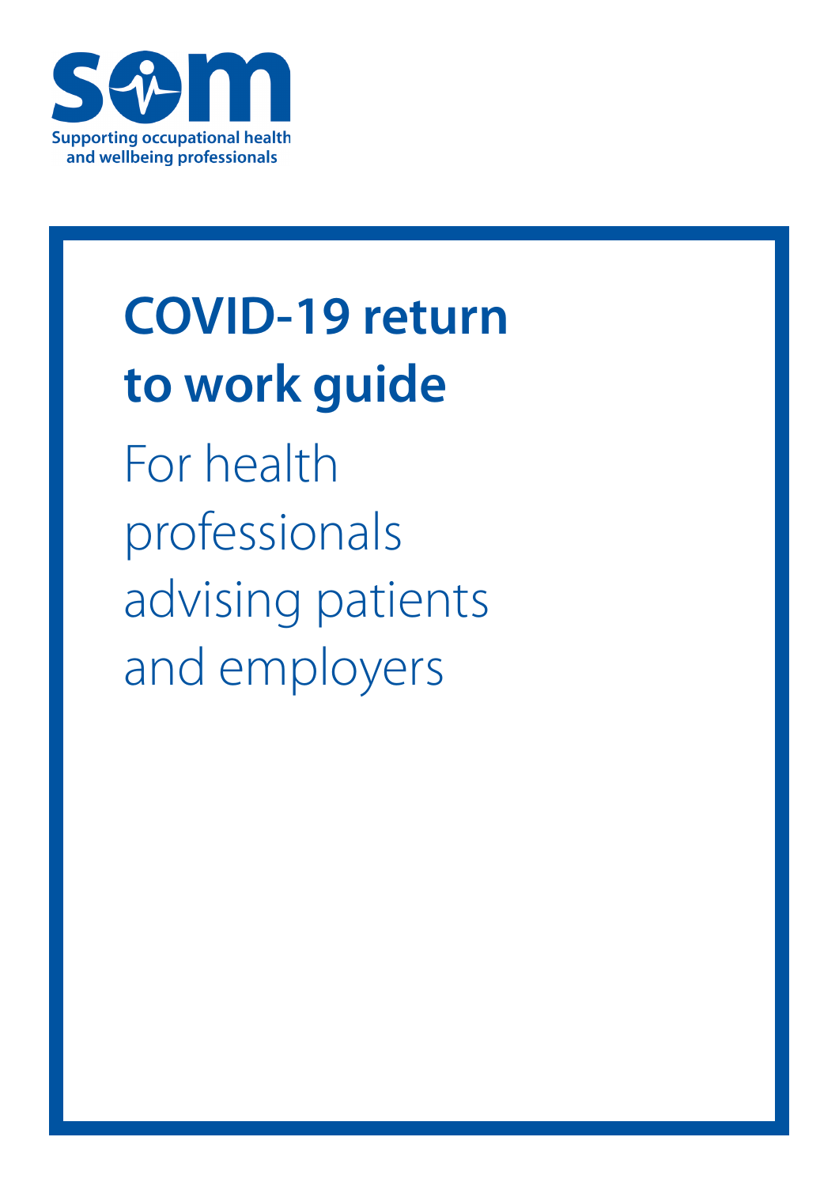Supporting occupational health and wellbeing professionals

# COVID-19 return to work guide

For health professionals advising patients and employers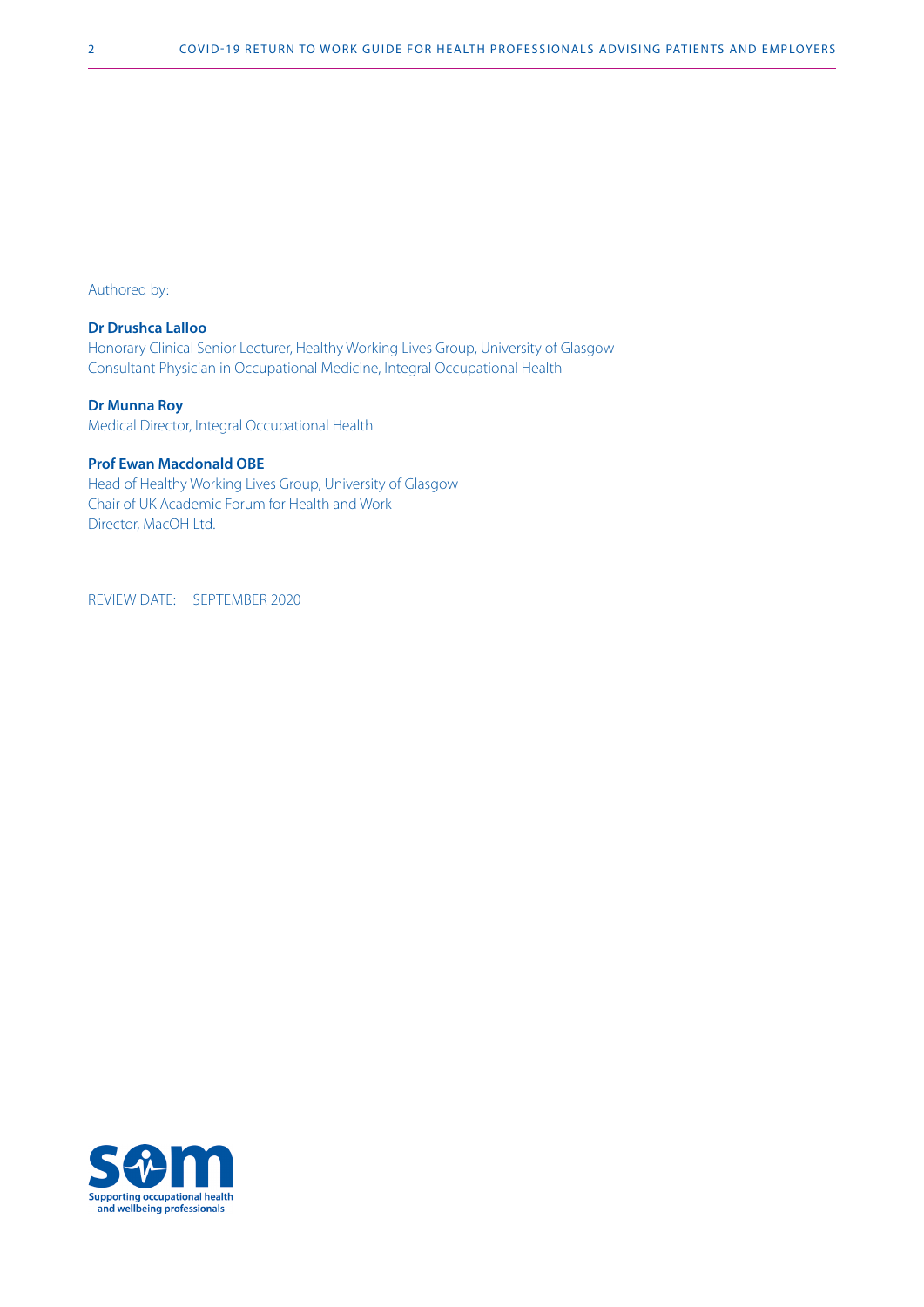Authored by:

**Dr Drushca Lalloo**
Honorary Clinical Senior Lecturer, Healthy Working Lives Group, University of Glasgow
Consultant Physician in Occupational Medicine, Integral Occupational Health

**Dr Munna Roy**
Medical Director, Integral Occupational Health

**Prof Ewan Macdonald OBE**
Head of Healthy Working Lives Group, University of Glasgow
Chair of UK Academic Forum for Health and Work
Director, MacOH Ltd.

REVIEW DATE: SEPTEMBER 2020

Supporting occupational health and wellbeing professionals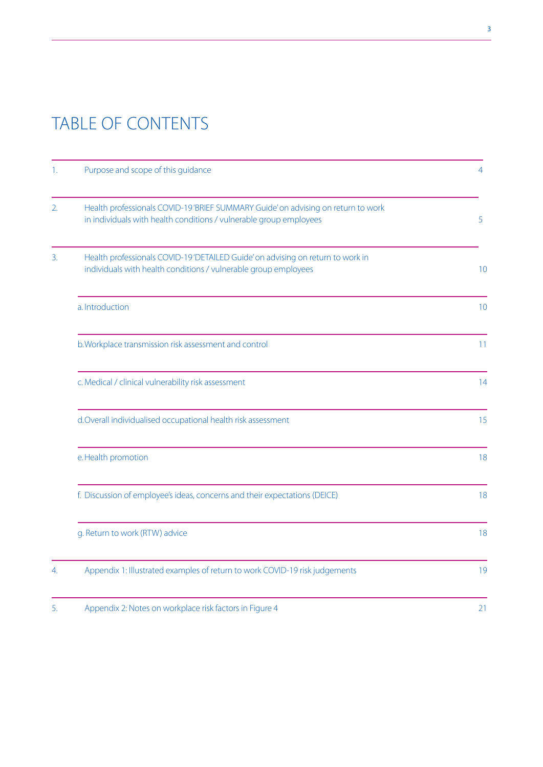# TABLE OF CONTENTS

| | | |
|---|---|---|
| 1. | Purpose and scope of this guidance | 4 |
| 2. | Health professionals COVID-19 'BRIEF SUMMARY Guide' on advising on return to work in individuals with health conditions / vulnerable group employees | 5 |
| 3. | Health professionals COVID-19 'DETAILED Guide' on advising on return to work in individuals with health conditions / vulnerable group employees | 10 |
| | a. Introduction | 10 |
| | b. Workplace transmission risk assessment and control | 11 |
| | c. Medical / clinical vulnerability risk assessment | 14 |
| | d. Overall individualised occupational health risk assessment | 15 |
| | e. Health promotion | 18 |
| | f. Discussion of employee's ideas, concerns and their expectations (DEICE) | 18 |
| | g. Return to work (RTW) advice | 18 |
| 4. | Appendix 1: Illustrated examples of return to work COVID-19 risk judgements | 19 |
| 5. | Appendix 2: Notes on workplace risk factors in Figure 4 | 21 |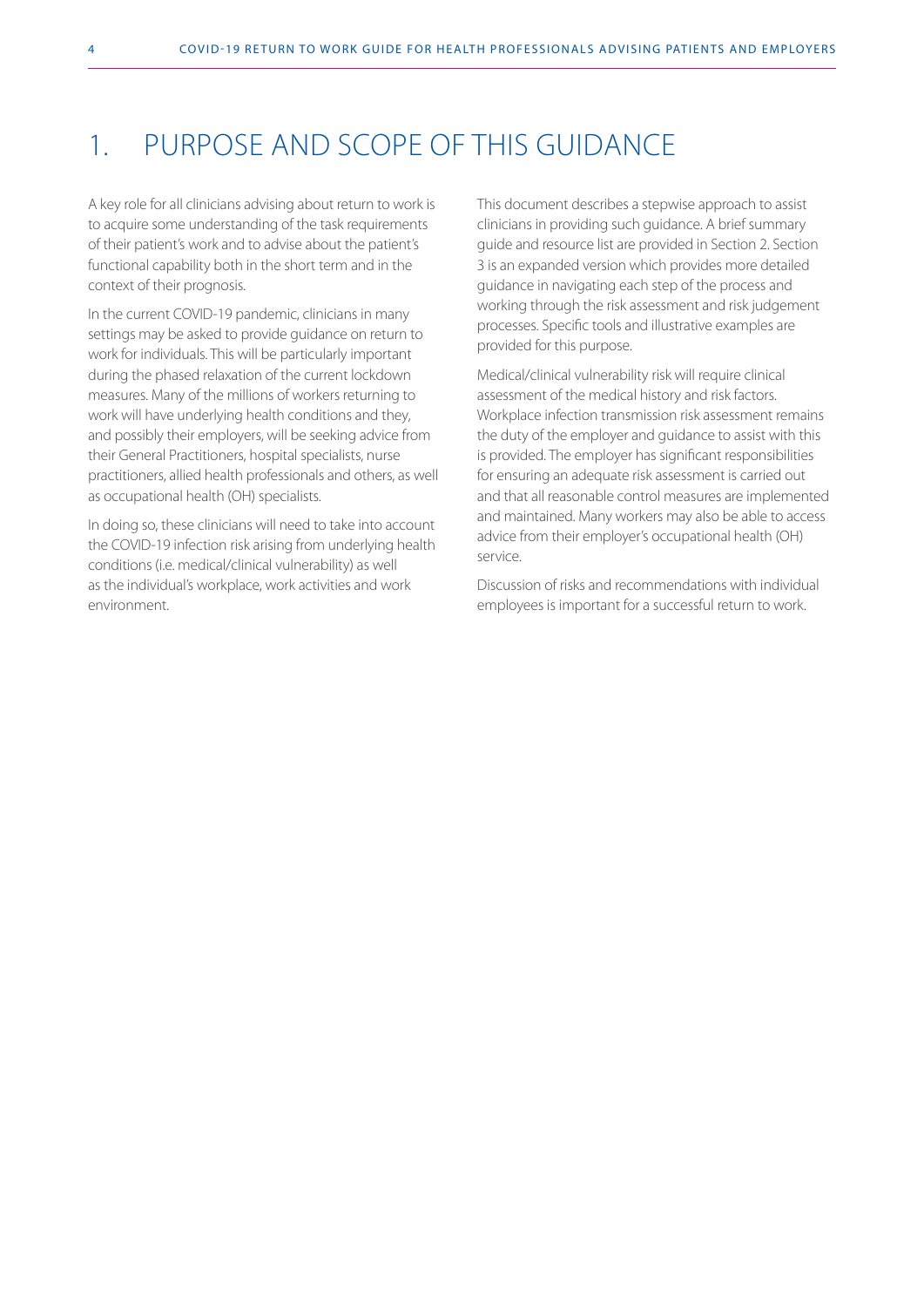# 1. PURPOSE AND SCOPE OF THIS GUIDANCE

A key role for all clinicians advising about return to work is to acquire some understanding of the task requirements of their patient's work and to advise about the patient's functional capability both in the short term and in the context of their prognosis.

In the current COVID-19 pandemic, clinicians in many settings may be asked to provide guidance on return to work for individuals. This will be particularly important during the phased relaxation of the current lockdown measures. Many of the millions of workers returning to work will have underlying health conditions and they, and possibly their employers, will be seeking advice from their General Practitioners, hospital specialists, nurse practitioners, allied health professionals and others, as well as occupational health (OH) specialists.

In doing so, these clinicians will need to take into account the COVID-19 infection risk arising from underlying health conditions (i.e. medical/clinical vulnerability) as well as the individual's workplace, work activities and work environment.

This document describes a stepwise approach to assist clinicians in providing such guidance. A brief summary guide and resource list are provided in Section 2. Section 3 is an expanded version which provides more detailed guidance in navigating each step of the process and working through the risk assessment and risk judgement processes. Specific tools and illustrative examples are provided for this purpose.

Medical/clinical vulnerability risk will require clinical assessment of the medical history and risk factors. Workplace infection transmission risk assessment remains the duty of the employer and guidance to assist with this is provided. The employer has significant responsibilities for ensuring an adequate risk assessment is carried out and that all reasonable control measures are implemented and maintained. Many workers may also be able to access advice from their employer's occupational health (OH) service.

Discussion of risks and recommendations with individual employees is important for a successful return to work.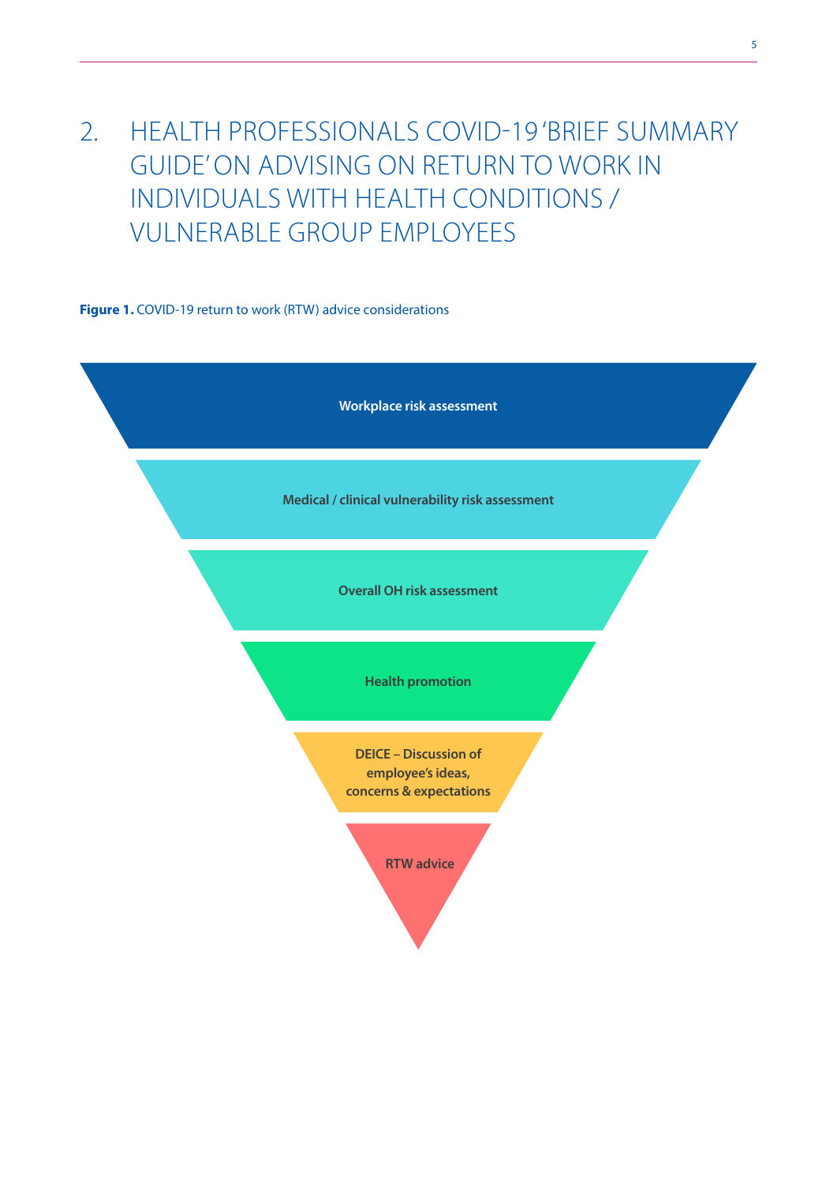## 2. HEALTH PROFESSIONALS COVID-19 'BRIEF SUMMARY GUIDE' ON ADVISING ON RETURN TO WORK IN INDIVIDUALS WITH HEALTH CONDITIONS / VULNERABLE GROUP EMPLOYEES

**Figure 1.** COVID-19 return to work (RTW) advice considerations

**Workplace risk assessment**

**Medical / clinical vulnerability risk assessment**

**Overall OH risk assessment**

**Health promotion**

**DEICE – Discussion of employee's ideas, concerns & expectations**

**RTW advice**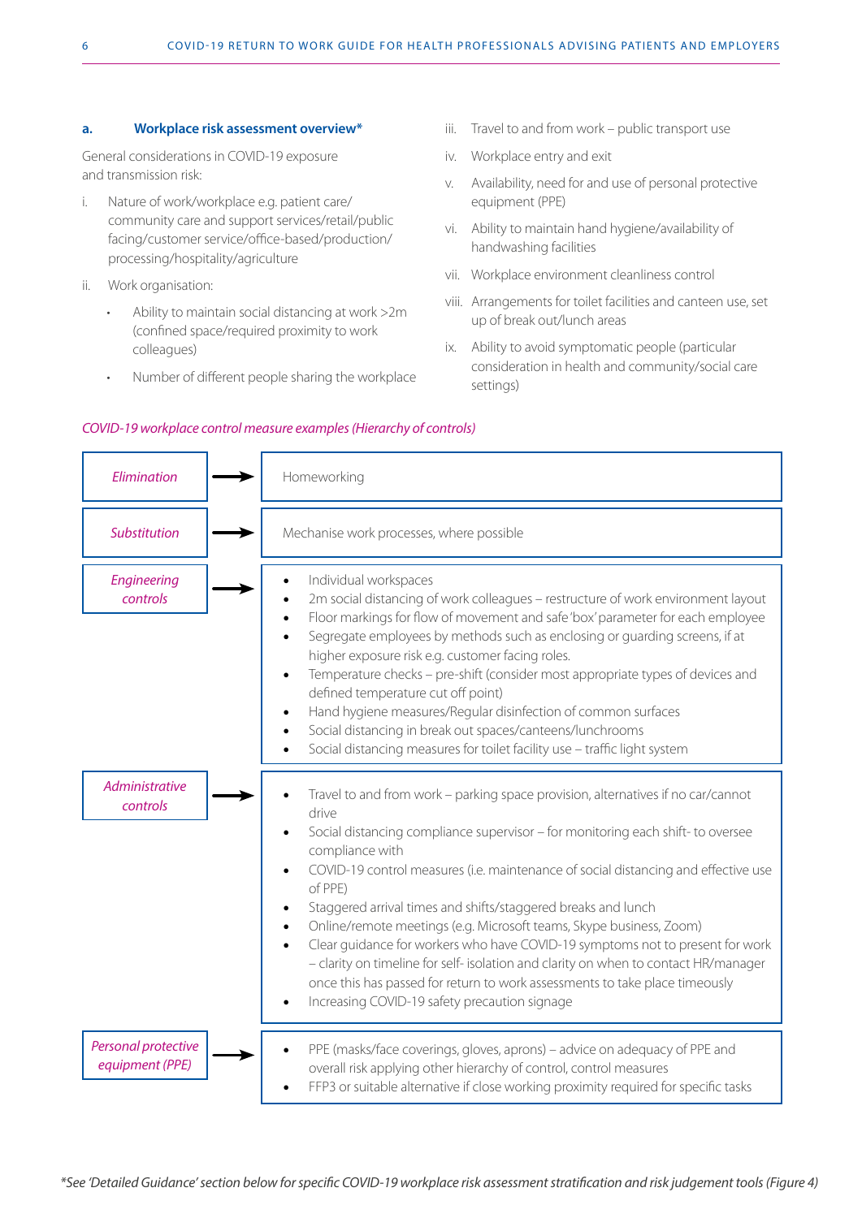### a. Workplace risk assessment overview*

General considerations in COVID-19 exposure and transmission risk:

i. Nature of work/workplace e.g. patient care/community care and support services/retail/public facing/customer service/office-based/production/processing/hospitality/agriculture

ii. Work organisation:
   - Ability to maintain social distancing at work >2m (confined space/required proximity to work colleagues)
   - Number of different people sharing the workplace

iii. Travel to and from work – public transport use

iv. Workplace entry and exit

v. Availability, need for and use of personal protective equipment (PPE)

vi. Ability to maintain hand hygiene/availability of handwashing facilities

vii. Workplace environment cleanliness control

viii. Arrangements for toilet facilities and canteen use, set up of break out/lunch areas

ix. Ability to avoid symptomatic people (particular consideration in health and community/social care settings)

*COVID-19 workplace control measure examples (Hierarchy of controls)*

| Control | Examples |
| --- | --- |
| *Elimination* → | Homeworking |
| *Substitution* → | Mechanise work processes, where possible |
| *Engineering controls* → | • Individual workspaces<br>• 2m social distancing of work colleagues – restructure of work environment layout<br>• Floor markings for flow of movement and safe 'box' parameter for each employee<br>• Segregate employees by methods such as enclosing or guarding screens, if at higher exposure risk e.g. customer facing roles.<br>• Temperature checks – pre-shift (consider most appropriate types of devices and defined temperature cut off point)<br>• Hand hygiene measures/Regular disinfection of common surfaces<br>• Social distancing in break out spaces/canteens/lunchrooms<br>• Social distancing measures for toilet facility use – traffic light system |
| *Administrative controls* → | • Travel to and from work – parking space provision, alternatives if no car/cannot drive<br>• Social distancing compliance supervisor – for monitoring each shift- to oversee compliance with<br>• COVID-19 control measures (i.e. maintenance of social distancing and effective use of PPE)<br>• Staggered arrival times and shifts/staggered breaks and lunch<br>• Online/remote meetings (e.g. Microsoft teams, Skype business, Zoom)<br>• Clear guidance for workers who have COVID-19 symptoms not to present for work – clarity on timeline for self- isolation and clarity on when to contact HR/manager once this has passed for return to work assessments to take place timeously<br>• Increasing COVID-19 safety precaution signage |
| *Personal protective equipment (PPE)* → | • PPE (masks/face coverings, gloves, aprons) – advice on adequacy of PPE and overall risk applying other hierarchy of control, control measures<br>• FFP3 or suitable alternative if close working proximity required for specific tasks |

*\*See 'Detailed Guidance' section below for specific COVID-19 workplace risk assessment stratification and risk judgement tools (Figure 4)*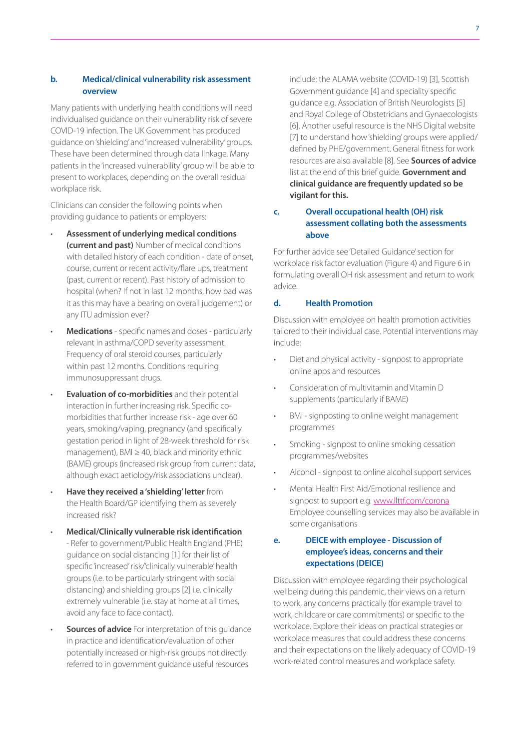### b. Medical/clinical vulnerability risk assessment overview

Many patients with underlying health conditions will need individualised guidance on their vulnerability risk of severe COVID-19 infection. The UK Government has produced guidance on 'shielding' and 'increased vulnerability' groups. These have been determined through data linkage. Many patients in the 'increased vulnerability' group will be able to present to workplaces, depending on the overall residual workplace risk.

Clinicians can consider the following points when providing guidance to patients or employers:

- **Assessment of underlying medical conditions (current and past)** Number of medical conditions with detailed history of each condition - date of onset, course, current or recent activity/flare ups, treatment (past, current or recent). Past history of admission to hospital (when? If not in last 12 months, how bad was it as this may have a bearing on overall judgement) or any ITU admission ever?
- **Medications** - specific names and doses - particularly relevant in asthma/COPD severity assessment. Frequency of oral steroid courses, particularly within past 12 months. Conditions requiring immunosuppressant drugs.
- **Evaluation of co-morbidities** and their potential interaction in further increasing risk. Specific co-morbidities that further increase risk - age over 60 years, smoking/vaping, pregnancy (and specifically gestation period in light of 28-week threshold for risk management), BMI ≥ 40, black and minority ethnic (BAME) groups (increased risk group from current data, although exact aetiology/risk associations unclear).
- **Have they received a 'shielding' letter** from the Health Board/GP identifying them as severely increased risk?
- **Medical/Clinically vulnerable risk identification** - Refer to government/Public Health England (PHE) guidance on social distancing [1] for their list of specific 'increased' risk/'clinically vulnerable' health groups (i.e. to be particularly stringent with social distancing) and shielding groups [2] i.e. clinically extremely vulnerable (i.e. stay at home at all times, avoid any face to face contact).
- **Sources of advice** For interpretation of this guidance in practice and identification/evaluation of other potentially increased or high-risk groups not directly referred to in government guidance useful resources include: the ALAMA website (COVID-19) [3], Scottish Government guidance [4] and speciality specific guidance e.g. Association of British Neurologists [5] and Royal College of Obstetricians and Gynaecologists [6]. Another useful resource is the NHS Digital website [7] to understand how 'shielding' groups were applied/defined by PHE/government. General fitness for work resources are also available [8]. See **Sources of advice** list at the end of this brief guide. **Government and clinical guidance are frequently updated so be vigilant for this.**

### c. Overall occupational health (OH) risk assessment collating both the assessments above

For further advice see 'Detailed Guidance' section for workplace risk factor evaluation (Figure 4) and Figure 6 in formulating overall OH risk assessment and return to work advice.

### d. Health Promotion

Discussion with employee on health promotion activities tailored to their individual case. Potential interventions may include:

- Diet and physical activity - signpost to appropriate online apps and resources
- Consideration of multivitamin and Vitamin D supplements (particularly if BAME)
- BMI - signposting to online weight management programmes
- Smoking - signpost to online smoking cessation programmes/websites
- Alcohol - signpost to online alcohol support services
- Mental Health First Aid/Emotional resilience and signpost to support e.g. www.llttf.com/corona Employee counselling services may also be available in some organisations

### e. DEICE with employee - Discussion of employee's ideas, concerns and their expectations (DEICE)

Discussion with employee regarding their psychological wellbeing during this pandemic, their views on a return to work, any concerns practically (for example travel to work, childcare or care commitments) or specific to the workplace. Explore their ideas on practical strategies or workplace measures that could address these concerns and their expectations on the likely adequacy of COVID-19 work-related control measures and workplace safety.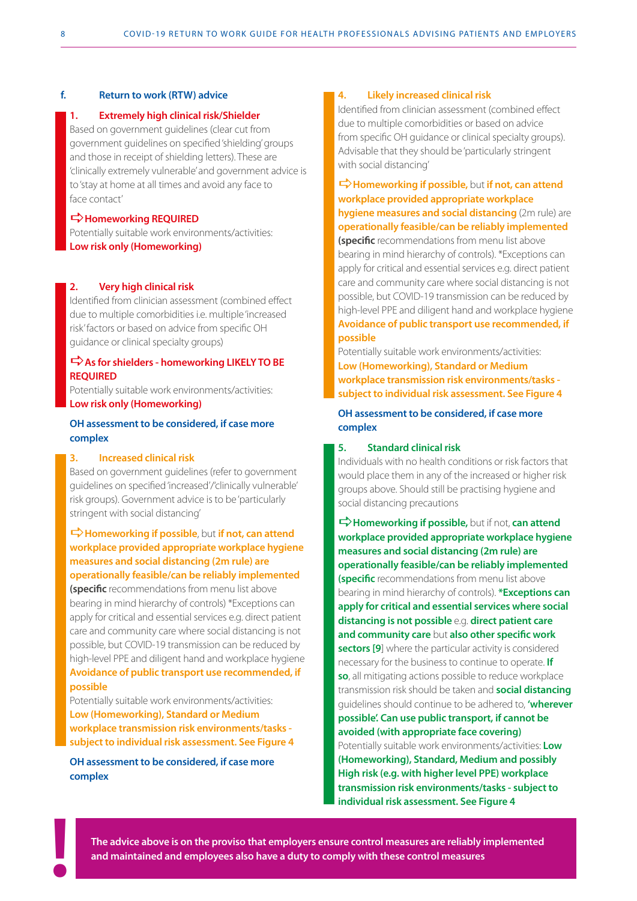## f. Return to work (RTW) advice

### 1. Extremely high clinical risk/Shielder

Based on government guidelines (clear cut from government guidelines on specified 'shielding' groups and those in receipt of shielding letters). These are 'clinically extremely vulnerable' and government advice is to 'stay at home at all times and avoid any face to face contact'

**➪ Homeworking REQUIRED**

Potentially suitable work environments/activities:
**Low risk only (Homeworking)**

### 2. Very high clinical risk

Identified from clinician assessment (combined effect due to multiple comorbidities i.e. multiple 'increased risk' factors or based on advice from specific OH guidance or clinical specialty groups)

**➪ As for shielders - homeworking LIKELY TO BE REQUIRED**

Potentially suitable work environments/activities:
**Low risk only (Homeworking)**

**OH assessment to be considered, if case more complex**

### 3. Increased clinical risk

Based on government guidelines (refer to government guidelines on specified 'increased'/'clinically vulnerable' risk groups). Government advice is to be 'particularly stringent with social distancing'

**➪ Homeworking if possible**, but **if not, can attend workplace provided appropriate workplace hygiene measures and social distancing (2m rule) are operationally feasible/can be reliably implemented** **(specific** recommendations from menu list above bearing in mind hierarchy of controls) *Exceptions can apply for critical and essential services e.g. direct patient care and community care where social distancing is not possible, but COVID-19 transmission can be reduced by high-level PPE and diligent hand and workplace hygiene **Avoidance of public transport use recommended, if possible**

Potentially suitable work environments/activities:
**Low (Homeworking), Standard or Medium workplace transmission risk environments/tasks - subject to individual risk assessment. See Figure 4**

**OH assessment to be considered, if case more complex**

### 4. Likely increased clinical risk

Identified from clinician assessment (combined effect due to multiple comorbidities or based on advice from specific OH guidance or clinical specialty groups). Advisable that they should be 'particularly stringent with social distancing'

**➪ Homeworking if possible,** but **if not, can attend workplace provided appropriate workplace hygiene measures and social distancing** (2m rule) are **operationally feasible/can be reliably implemented** **(specific** recommendations from menu list above bearing in mind hierarchy of controls). *Exceptions can apply for critical and essential services e.g. direct patient care and community care where social distancing is not possible, but COVID-19 transmission can be reduced by high-level PPE and diligent hand and workplace hygiene **Avoidance of public transport use recommended, if possible**

Potentially suitable work environments/activities:
**Low (Homeworking), Standard or Medium workplace transmission risk environments/tasks - subject to individual risk assessment. See Figure 4**

**OH assessment to be considered, if case more complex**

### 5. Standard clinical risk

Individuals with no health conditions or risk factors that would place them in any of the increased or higher risk groups above. Should still be practising hygiene and social distancing precautions

**➪ Homeworking if possible,** but if not, **can attend workplace provided appropriate workplace hygiene measures and social distancing (2m rule) are operationally feasible/can be reliably implemented** **(specific** recommendations from menu list above bearing in mind hierarchy of controls). ***Exceptions can apply for critical and essential services where social distancing is not possible** e.g. **direct patient care and community care** but **also other specific work sectors [9]** where the particular activity is considered necessary for the business to continue to operate. **If so**, all mitigating actions possible to reduce workplace transmission risk should be taken and **social distancing** guidelines should continue to be adhered to, **'wherever possible'. Can use public transport, if cannot be avoided (with appropriate face covering)**

Potentially suitable work environments/activities: **Low (Homeworking), Standard, Medium and possibly High risk (e.g. with higher level PPE) workplace transmission risk environments/tasks - subject to individual risk assessment. See Figure 4**

**! The advice above is on the proviso that employers ensure control measures are reliably implemented and maintained and employees also have a duty to comply with these control measures**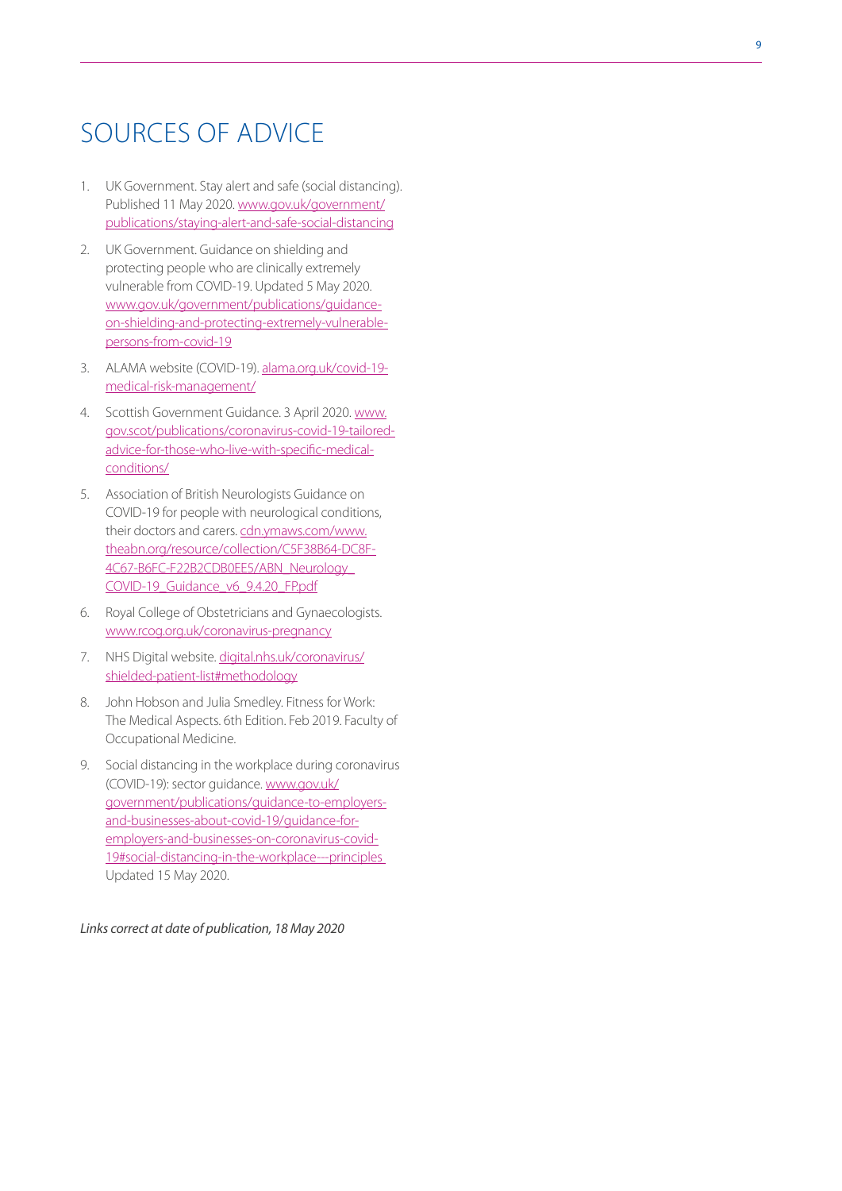# SOURCES OF ADVICE

1. UK Government. Stay alert and safe (social distancing). Published 11 May 2020. www.gov.uk/government/publications/staying-alert-and-safe-social-distancing
2. UK Government. Guidance on shielding and protecting people who are clinically extremely vulnerable from COVID-19. Updated 5 May 2020. www.gov.uk/government/publications/guidance-on-shielding-and-protecting-extremely-vulnerable-persons-from-covid-19
3. ALAMA website (COVID-19). alama.org.uk/covid-19-medical-risk-management/
4. Scottish Government Guidance. 3 April 2020. www.gov.scot/publications/coronavirus-covid-19-tailored-advice-for-those-who-live-with-specific-medical-conditions/
5. Association of British Neurologists Guidance on COVID-19 for people with neurological conditions, their doctors and carers. cdn.ymaws.com/www.theabn.org/resource/collection/C5F38B64-DC8F-4C67-B6FC-F22B2CDB0EE5/ABN_Neurology_COVID-19_Guidance_v6_9.4.20_FP.pdf
6. Royal College of Obstetricians and Gynaecologists. www.rcog.org.uk/coronavirus-pregnancy
7. NHS Digital website. digital.nhs.uk/coronavirus/shielded-patient-list#methodology
8. John Hobson and Julia Smedley. Fitness for Work: The Medical Aspects. 6th Edition. Feb 2019. Faculty of Occupational Medicine.
9. Social distancing in the workplace during coronavirus (COVID-19): sector guidance. www.gov.uk/government/publications/guidance-to-employers-and-businesses-about-covid-19/guidance-for-employers-and-businesses-on-coronavirus-covid-19#social-distancing-in-the-workplace---principles Updated 15 May 2020.

*Links correct at date of publication, 18 May 2020*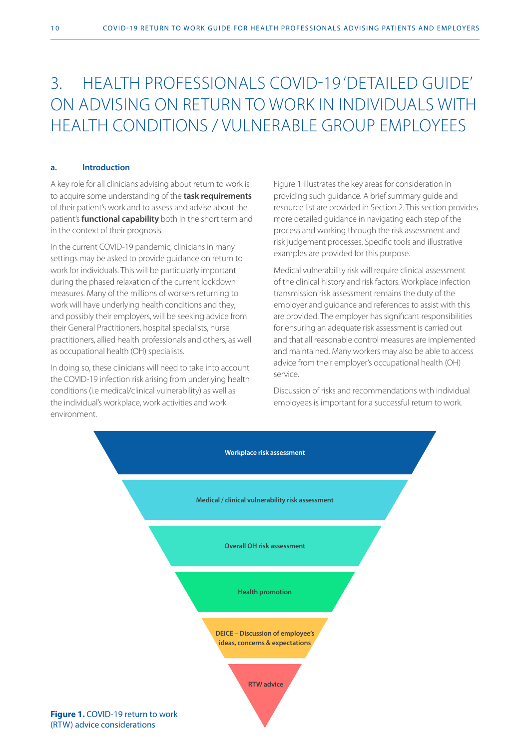# 3. HEALTH PROFESSIONALS COVID-19 'DETAILED GUIDE' ON ADVISING ON RETURN TO WORK IN INDIVIDUALS WITH HEALTH CONDITIONS / VULNERABLE GROUP EMPLOYEES

## a. Introduction

A key role for all clinicians advising about return to work is to acquire some understanding of the **task requirements** of their patient's work and to assess and advise about the patient's **functional capability** both in the short term and in the context of their prognosis.

In the current COVID-19 pandemic, clinicians in many settings may be asked to provide guidance on return to work for individuals. This will be particularly important during the phased relaxation of the current lockdown measures. Many of the millions of workers returning to work will have underlying health conditions and they, and possibly their employers, will be seeking advice from their General Practitioners, hospital specialists, nurse practitioners, allied health professionals and others, as well as occupational health (OH) specialists.

In doing so, these clinicians will need to take into account the COVID-19 infection risk arising from underlying health conditions (i.e medical/clinical vulnerability) as well as the individual's workplace, work activities and work environment.

Figure 1 illustrates the key areas for consideration in providing such guidance. A brief summary guide and resource list are provided in Section 2. This section provides more detailed guidance in navigating each step of the process and working through the risk assessment and risk judgement processes. Specific tools and illustrative examples are provided for this purpose.

Medical vulnerability risk will require clinical assessment of the clinical history and risk factors. Workplace infection transmission risk assessment remains the duty of the employer and guidance and references to assist with this are provided. The employer has significant responsibilities for ensuring an adequate risk assessment is carried out and that all reasonable control measures are implemented and maintained. Many workers may also be able to access advice from their employer's occupational health (OH) service.

Discussion of risks and recommendations with individual employees is important for a successful return to work.

- Workplace risk assessment
- Medical / clinical vulnerability risk assessment
- Overall OH risk assessment
- Health promotion
- DEICE – Discussion of employee's ideas, concerns & expectations
- RTW advice

**Figure 1.** COVID-19 return to work (RTW) advice considerations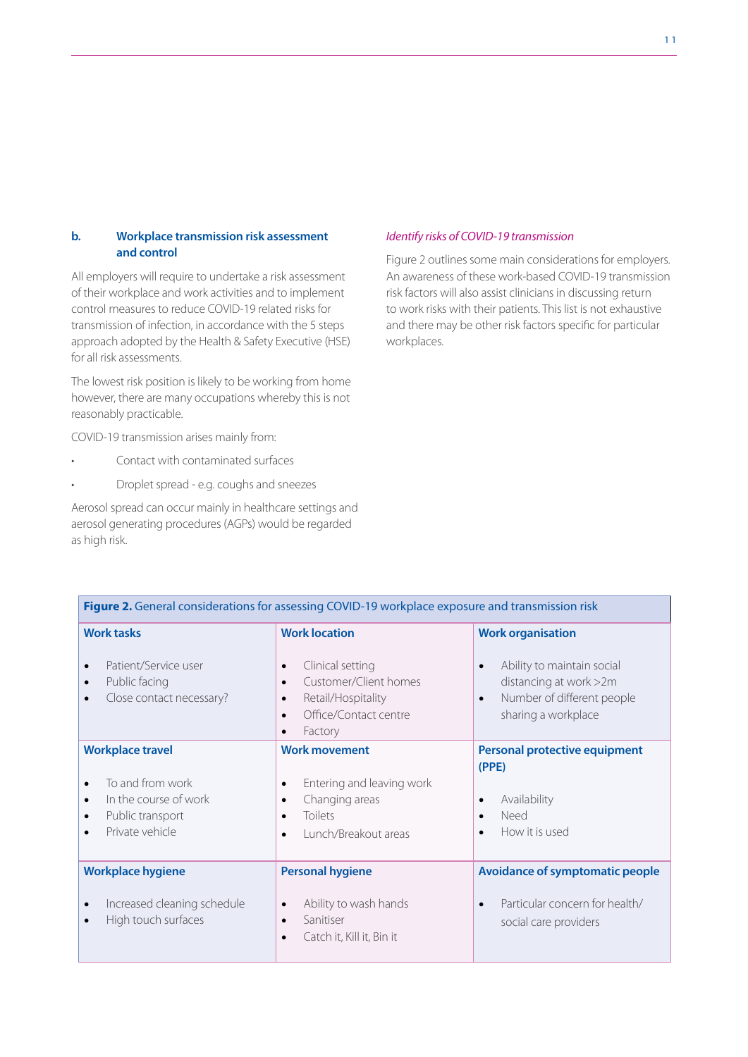### b. Workplace transmission risk assessment and control

All employers will require to undertake a risk assessment of their workplace and work activities and to implement control measures to reduce COVID-19 related risks for transmission of infection, in accordance with the 5 steps approach adopted by the Health & Safety Executive (HSE) for all risk assessments.

The lowest risk position is likely to be working from home however, there are many occupations whereby this is not reasonably practicable.

COVID-19 transmission arises mainly from:

- Contact with contaminated surfaces
- Droplet spread - e.g. coughs and sneezes

Aerosol spread can occur mainly in healthcare settings and aerosol generating procedures (AGPs) would be regarded as high risk.

*Identify risks of COVID-19 transmission*

Figure 2 outlines some main considerations for employers. An awareness of these work-based COVID-19 transmission risk factors will also assist clinicians in discussing return to work risks with their patients. This list is not exhaustive and there may be other risk factors specific for particular workplaces.

**Figure 2.** General considerations for assessing COVID-19 workplace exposure and transmission risk

| Work tasks | Work location | Work organisation |
|---|---|---|
| • Patient/Service user<br>• Public facing<br>• Close contact necessary? | • Clinical setting<br>• Customer/Client homes<br>• Retail/Hospitality<br>• Office/Contact centre<br>• Factory | • Ability to maintain social distancing at work >2m<br>• Number of different people sharing a workplace |
| **Workplace travel** | **Work movement** | **Personal protective equipment (PPE)** |
| • To and from work<br>• In the course of work<br>• Public transport<br>• Private vehicle | • Entering and leaving work<br>• Changing areas<br>• Toilets<br>• Lunch/Breakout areas | • Availability<br>• Need<br>• How it is used |
| **Workplace hygiene** | **Personal hygiene** | **Avoidance of symptomatic people** |
| • Increased cleaning schedule<br>• High touch surfaces | • Ability to wash hands<br>• Sanitiser<br>• Catch it, Kill it, Bin it | • Particular concern for health/ social care providers |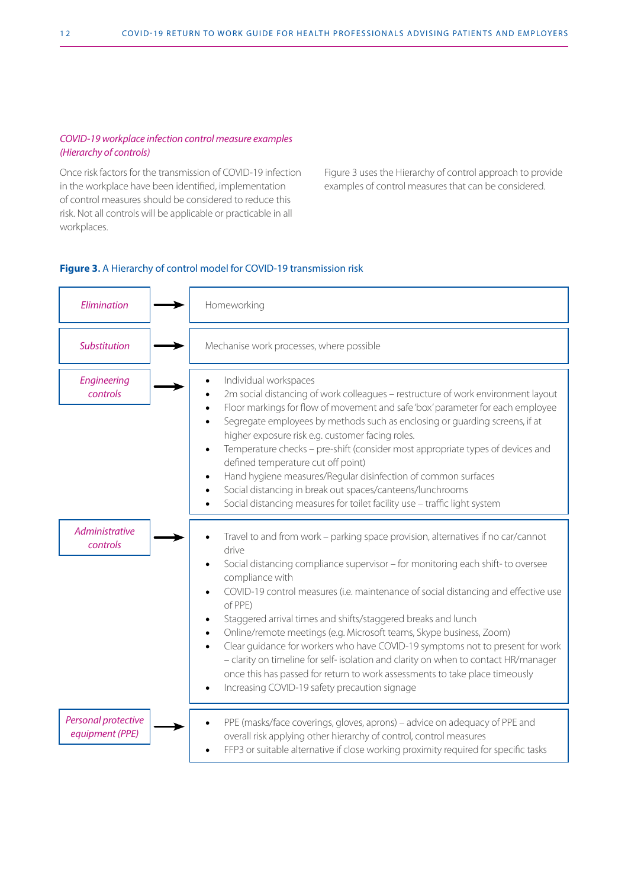*COVID-19 workplace infection control measure examples (Hierarchy of controls)*

Once risk factors for the transmission of COVID-19 infection in the workplace have been identified, implementation of control measures should be considered to reduce this risk. Not all controls will be applicable or practicable in all workplaces.

Figure 3 uses the Hierarchy of control approach to provide examples of control measures that can be considered.

**Figure 3.** A Hierarchy of control model for COVID-19 transmission risk

| Control | Examples |
| --- | --- |
| *Elimination* | Homeworking |
| *Substitution* | Mechanise work processes, where possible |
| *Engineering controls* | • Individual workspaces<br>• 2m social distancing of work colleagues – restructure of work environment layout<br>• Floor markings for flow of movement and safe 'box' parameter for each employee<br>• Segregate employees by methods such as enclosing or guarding screens, if at higher exposure risk e.g. customer facing roles.<br>• Temperature checks – pre-shift (consider most appropriate types of devices and defined temperature cut off point)<br>• Hand hygiene measures/Regular disinfection of common surfaces<br>• Social distancing in break out spaces/canteens/lunchrooms<br>• Social distancing measures for toilet facility use – traffic light system |
| *Administrative controls* | • Travel to and from work – parking space provision, alternatives if no car/cannot drive<br>• Social distancing compliance supervisor – for monitoring each shift- to oversee compliance with<br>• COVID-19 control measures (i.e. maintenance of social distancing and effective use of PPE)<br>• Staggered arrival times and shifts/staggered breaks and lunch<br>• Online/remote meetings (e.g. Microsoft teams, Skype business, Zoom)<br>• Clear guidance for workers who have COVID-19 symptoms not to present for work – clarity on timeline for self- isolation and clarity on when to contact HR/manager once this has passed for return to work assessments to take place timeously<br>• Increasing COVID-19 safety precaution signage |
| *Personal protective equipment (PPE)* | • PPE (masks/face coverings, gloves, aprons) – advice on adequacy of PPE and overall risk applying other hierarchy of control, control measures<br>• FFP3 or suitable alternative if close working proximity required for specific tasks |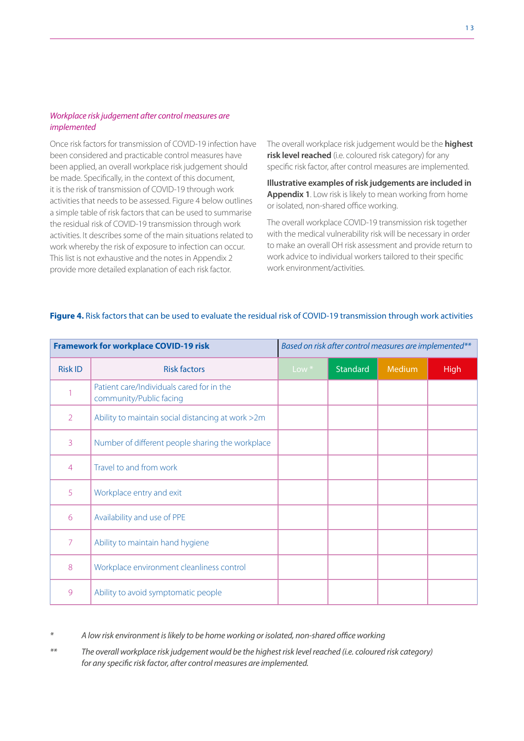*Workplace risk judgement after control measures are implemented*

Once risk factors for transmission of COVID-19 infection have been considered and practicable control measures have been applied, an overall workplace risk judgement should be made. Specifically, in the context of this document, it is the risk of transmission of COVID-19 through work activities that needs to be assessed. Figure 4 below outlines a simple table of risk factors that can be used to summarise the residual risk of COVID-19 transmission through work activities. It describes some of the main situations related to work whereby the risk of exposure to infection can occur. This list is not exhaustive and the notes in Appendix 2 provide more detailed explanation of each risk factor.

The overall workplace risk judgement would be the **highest risk level reached** (i.e. coloured risk category) for any specific risk factor, after control measures are implemented.

**Illustrative examples of risk judgements are included in Appendix 1**. Low risk is likely to mean working from home or isolated, non-shared office working.

The overall workplace COVID-19 transmission risk together with the medical vulnerability risk will be necessary in order to make an overall OH risk assessment and provide return to work advice to individual workers tailored to their specific work environment/activities.

**Figure 4.** Risk factors that can be used to evaluate the residual risk of COVID-19 transmission through work activities

| **Framework for workplace COVID-19 risk** | | *Based on risk after control measures are implemented\*\** | | | |
|---|---|---|---|---|---|
| Risk ID | Risk factors | Low * | Standard | Medium | High |
| 1 | Patient care/Individuals cared for in the community/Public facing | | | | |
| 2 | Ability to maintain social distancing at work >2m | | | | |
| 3 | Number of different people sharing the workplace | | | | |
| 4 | Travel to and from work | | | | |
| 5 | Workplace entry and exit | | | | |
| 6 | Availability and use of PPE | | | | |
| 7 | Ability to maintain hand hygiene | | | | |
| 8 | Workplace environment cleanliness control | | | | |
| 9 | Ability to avoid symptomatic people | | | | |

\* *A low risk environment is likely to be home working or isolated, non-shared office working*

\*\* *The overall workplace risk judgement would be the highest risk level reached (i.e. coloured risk category) for any specific risk factor, after control measures are implemented.*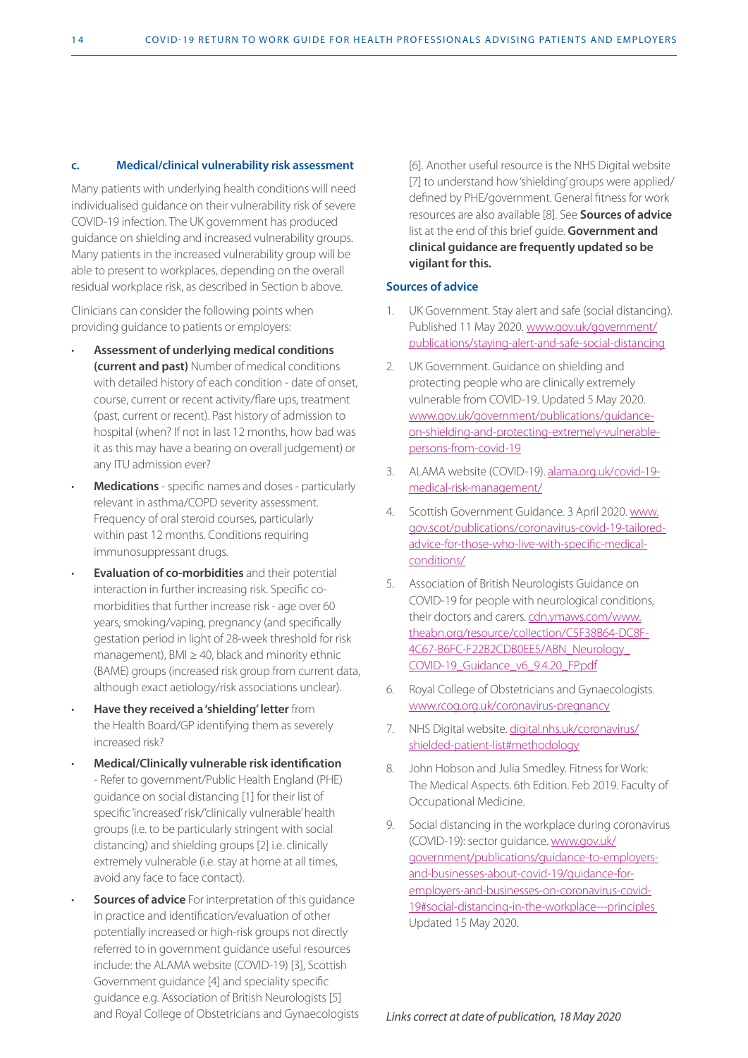### c. Medical/clinical vulnerability risk assessment

Many patients with underlying health conditions will need individualised guidance on their vulnerability risk of severe COVID-19 infection. The UK government has produced guidance on shielding and increased vulnerability groups. Many patients in the increased vulnerability group will be able to present to workplaces, depending on the overall residual workplace risk, as described in Section b above.

Clinicians can consider the following points when providing guidance to patients or employers:

- **Assessment of underlying medical conditions (current and past)** Number of medical conditions with detailed history of each condition - date of onset, course, current or recent activity/flare ups, treatment (past, current or recent). Past history of admission to hospital (when? If not in last 12 months, how bad was it as this may have a bearing on overall judgement) or any ITU admission ever?
- **Medications** - specific names and doses - particularly relevant in asthma/COPD severity assessment. Frequency of oral steroid courses, particularly within past 12 months. Conditions requiring immunosuppressant drugs.
- **Evaluation of co-morbidities** and their potential interaction in further increasing risk. Specific co-morbidities that further increase risk - age over 60 years, smoking/vaping, pregnancy (and specifically gestation period in light of 28-week threshold for risk management), BMI ≥ 40, black and minority ethnic (BAME) groups (increased risk group from current data, although exact aetiology/risk associations unclear).
- **Have they received a 'shielding' letter** from the Health Board/GP identifying them as severely increased risk?
- **Medical/Clinically vulnerable risk identification** - Refer to government/Public Health England (PHE) guidance on social distancing [1] for their list of specific 'increased' risk/'clinically vulnerable' health groups (i.e. to be particularly stringent with social distancing) and shielding groups [2] i.e. clinically extremely vulnerable (i.e. stay at home at all times, avoid any face to face contact).
- **Sources of advice** For interpretation of this guidance in practice and identification/evaluation of other potentially increased or high-risk groups not directly referred to in government guidance useful resources include: the ALAMA website (COVID-19) [3], Scottish Government guidance [4] and speciality specific guidance e.g. Association of British Neurologists [5] and Royal College of Obstetricians and Gynaecologists [6]. Another useful resource is the NHS Digital website [7] to understand how 'shielding' groups were applied/defined by PHE/government. General fitness for work resources are also available [8]. See **Sources of advice** list at the end of this brief guide. **Government and clinical guidance are frequently updated so be vigilant for this.**

### Sources of advice

1. UK Government. Stay alert and safe (social distancing). Published 11 May 2020. www.gov.uk/government/publications/staying-alert-and-safe-social-distancing
2. UK Government. Guidance on shielding and protecting people who are clinically extremely vulnerable from COVID-19. Updated 5 May 2020. www.gov.uk/government/publications/guidance-on-shielding-and-protecting-extremely-vulnerable-persons-from-covid-19
3. ALAMA website (COVID-19). alama.org.uk/covid-19-medical-risk-management/
4. Scottish Government Guidance. 3 April 2020. www.gov.scot/publications/coronavirus-covid-19-tailored-advice-for-those-who-live-with-specific-medical-conditions/
5. Association of British Neurologists Guidance on COVID-19 for people with neurological conditions, their doctors and carers. cdn.ymaws.com/www.theabn.org/resource/collection/C5F38B64-DC8F-4C67-B6FC-F22B2CDB0EE5/ABN_Neurology_COVID-19_Guidance_v6_9.4.20_FP.pdf
6. Royal College of Obstetricians and Gynaecologists. www.rcog.org.uk/coronavirus-pregnancy
7. NHS Digital website. digital.nhs.uk/coronavirus/shielded-patient-list#methodology
8. John Hobson and Julia Smedley. Fitness for Work: The Medical Aspects. 6th Edition. Feb 2019. Faculty of Occupational Medicine.
9. Social distancing in the workplace during coronavirus (COVID-19): sector guidance. www.gov.uk/government/publications/guidance-to-employers-and-businesses-about-covid-19/guidance-for-employers-and-businesses-on-coronavirus-covid-19#social-distancing-in-the-workplace---principles Updated 15 May 2020.

*Links correct at date of publication, 18 May 2020*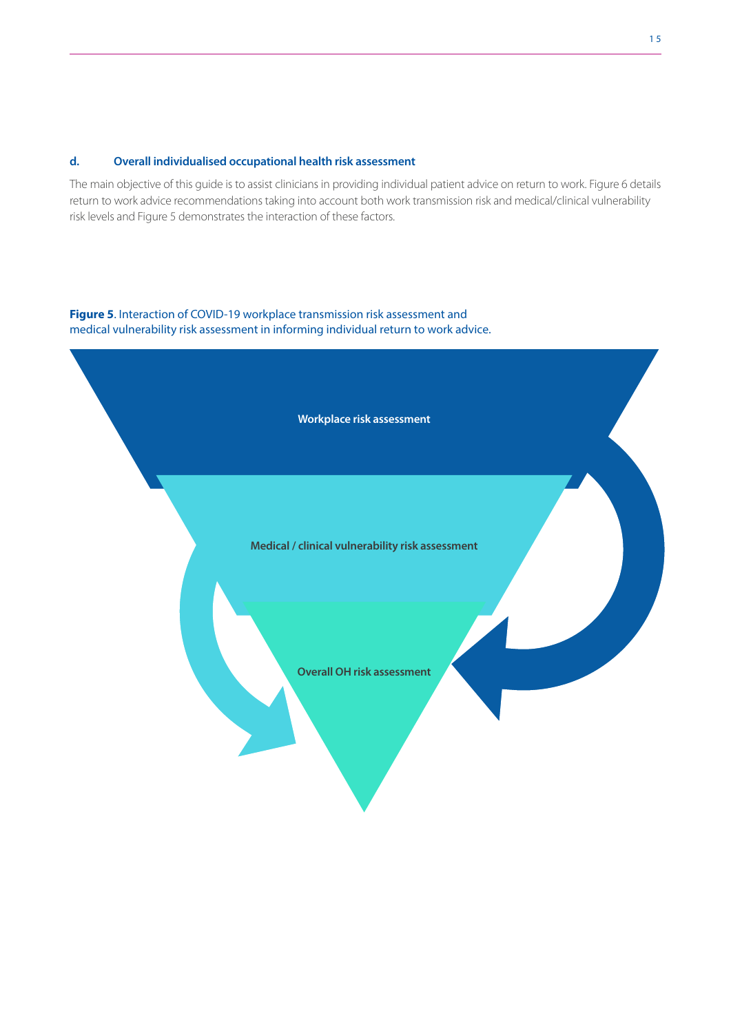### d. Overall individualised occupational health risk assessment

The main objective of this guide is to assist clinicians in providing individual patient advice on return to work. Figure 6 details return to work advice recommendations taking into account both work transmission risk and medical/clinical vulnerability risk levels and Figure 5 demonstrates the interaction of these factors.

**Figure 5**. Interaction of COVID-19 workplace transmission risk assessment and medical vulnerability risk assessment in informing individual return to work advice.

Workplace risk assessment

Medical / clinical vulnerability risk assessment

Overall OH risk assessment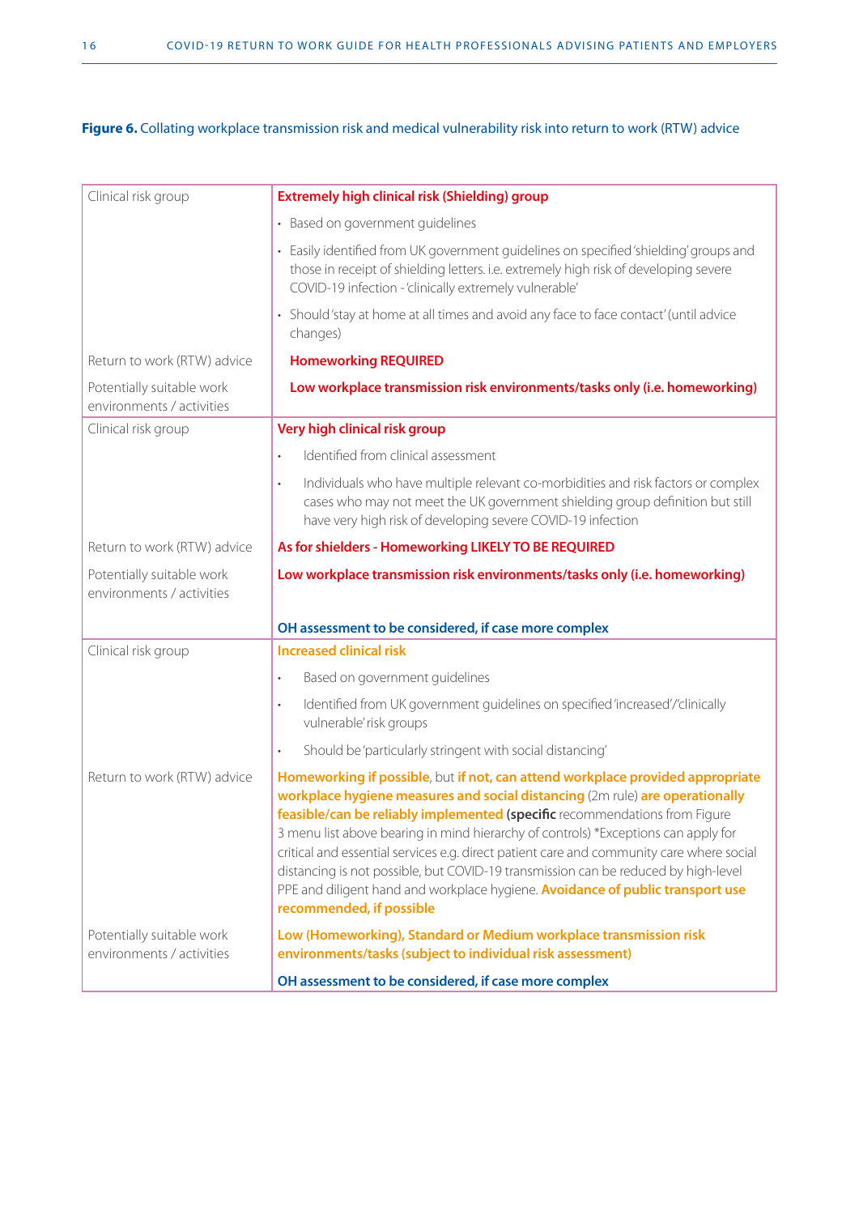**Figure 6.** Collating workplace transmission risk and medical vulnerability risk into return to work (RTW) advice

| | |
|---|---|
| Clinical risk group | **Extremely high clinical risk (Shielding) group**<br>• Based on government guidelines<br>• Easily identified from UK government guidelines on specified 'shielding' groups and those in receipt of shielding letters. i.e. extremely high risk of developing severe COVID-19 infection - 'clinically extremely vulnerable'<br>• Should 'stay at home at all times and avoid any face to face contact' (until advice changes) |
| Return to work (RTW) advice | **Homeworking REQUIRED** |
| Potentially suitable work environments / activities | **Low workplace transmission risk environments/tasks only (i.e. homeworking)** |
| Clinical risk group | **Very high clinical risk group**<br>• Identified from clinical assessment<br>• Individuals who have multiple relevant co-morbidities and risk factors or complex cases who may not meet the UK government shielding group definition but still have very high risk of developing severe COVID-19 infection |
| Return to work (RTW) advice | **As for shielders - Homeworking LIKELY TO BE REQUIRED** |
| Potentially suitable work environments / activities | **Low workplace transmission risk environments/tasks only (i.e. homeworking)**<br><br>**OH assessment to be considered, if case more complex** |
| Clinical risk group | **Increased clinical risk**<br>• Based on government guidelines<br>• Identified from UK government guidelines on specified 'increased'/'clinically vulnerable' risk groups<br>• Should be 'particularly stringent with social distancing' |
| Return to work (RTW) advice | **Homeworking if possible**, but **if not, can attend workplace provided appropriate workplace hygiene measures and social distancing** (2m rule) **are operationally feasible/can be reliably implemented (specific** recommendations from Figure 3 menu list above bearing in mind hierarchy of controls) *Exceptions can apply for critical and essential services e.g. direct patient care and community care where social distancing is not possible, but COVID-19 transmission can be reduced by high-level PPE and diligent hand and workplace hygiene. **Avoidance of public transport use recommended, if possible** |
| Potentially suitable work environments / activities | **Low (Homeworking), Standard or Medium workplace transmission risk environments/tasks (subject to individual risk assessment)**<br><br>**OH assessment to be considered, if case more complex** |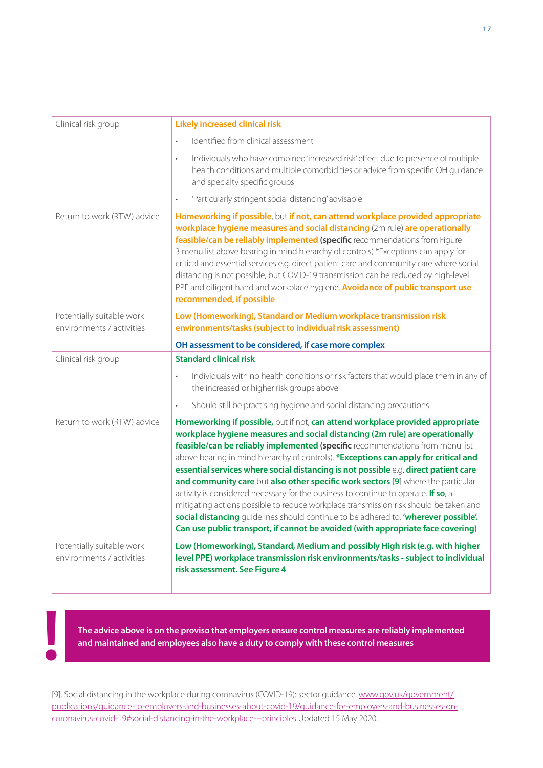| | |
|---|---|
| Clinical risk group | **Likely increased clinical risk**<br>• Identified from clinical assessment<br>• Individuals who have combined 'increased risk' effect due to presence of multiple health conditions and multiple comorbidities or advice from specific OH guidance and specialty specific groups<br>• 'Particularly stringent social distancing' advisable |
| Return to work (RTW) advice | **Homeworking if possible**, but **if not, can attend workplace provided appropriate workplace hygiene measures and social distancing** (2m rule) **are operationally feasible/can be reliably implemented (specific** recommendations from Figure 3 menu list above bearing in mind hierarchy of controls) *Exceptions can apply for critical and essential services e.g. direct patient care and community care where social distancing is not possible, but COVID-19 transmission can be reduced by high-level PPE and diligent hand and workplace hygiene. **Avoidance of public transport use recommended, if possible** |
| Potentially suitable work environments / activities | **Low (Homeworking), Standard or Medium workplace transmission risk environments/tasks (subject to individual risk assessment)**<br>**OH assessment to be considered, if case more complex** |
| Clinical risk group | **Standard clinical risk**<br>• Individuals with no health conditions or risk factors that would place them in any of the increased or higher risk groups above<br>• Should still be practising hygiene and social distancing precautions |
| Return to work (RTW) advice | **Homeworking if possible,** but if not, **can attend workplace provided appropriate workplace hygiene measures and social distancing (2m rule) are operationally feasible/can be reliably implemented (specific** recommendations from menu list above bearing in mind hierarchy of controls). ***Exceptions can apply for critical and essential services where social distancing is not possible** e.g. **direct patient care and community care** but **also other specific work sectors [9]** where the particular activity is considered necessary for the business to continue to operate. **If so**, all mitigating actions possible to reduce workplace transmission risk should be taken and **social distancing** guidelines should continue to be adhered to, **'wherever possible'. Can use public transport, if cannot be avoided (with appropriate face covering)** |
| Potentially suitable work environments / activities | **Low (Homeworking), Standard, Medium and possibly High risk (e.g. with higher level PPE) workplace transmission risk environments/tasks - subject to individual risk assessment. See Figure 4** |

**!** **The advice above is on the proviso that employers ensure control measures are reliably implemented and maintained and employees also have a duty to comply with these control measures**

[9]. Social distancing in the workplace during coronavirus (COVID-19): sector guidance. www.gov.uk/government/publications/guidance-to-employers-and-businesses-about-covid-19/guidance-for-employers-and-businesses-on-coronavirus-covid-19#social-distancing-in-the-workplace---principles Updated 15 May 2020.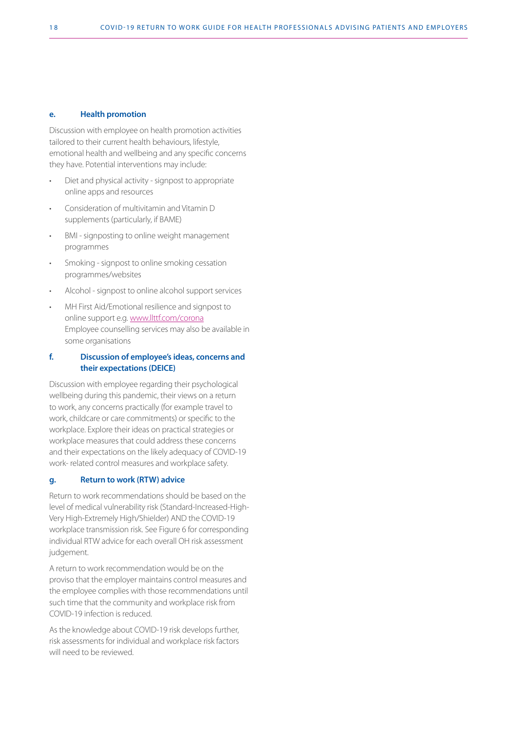### e. Health promotion

Discussion with employee on health promotion activities tailored to their current health behaviours, lifestyle, emotional health and wellbeing and any specific concerns they have. Potential interventions may include:

- Diet and physical activity - signpost to appropriate online apps and resources
- Consideration of multivitamin and Vitamin D supplements (particularly, if BAME)
- BMI - signposting to online weight management programmes
- Smoking - signpost to online smoking cessation programmes/websites
- Alcohol - signpost to online alcohol support services
- MH First Aid/Emotional resilience and signpost to online support e.g. www.llttf.com/corona Employee counselling services may also be available in some organisations

### f. Discussion of employee's ideas, concerns and their expectations (DEICE)

Discussion with employee regarding their psychological wellbeing during this pandemic, their views on a return to work, any concerns practically (for example travel to work, childcare or care commitments) or specific to the workplace. Explore their ideas on practical strategies or workplace measures that could address these concerns and their expectations on the likely adequacy of COVID-19 work- related control measures and workplace safety.

### g. Return to work (RTW) advice

Return to work recommendations should be based on the level of medical vulnerability risk (Standard-Increased-High-Very High-Extremely High/Shielder) AND the COVID-19 workplace transmission risk. See Figure 6 for corresponding individual RTW advice for each overall OH risk assessment judgement.

A return to work recommendation would be on the proviso that the employer maintains control measures and the employee complies with those recommendations until such time that the community and workplace risk from COVID-19 infection is reduced.

As the knowledge about COVID-19 risk develops further, risk assessments for individual and workplace risk factors will need to be reviewed.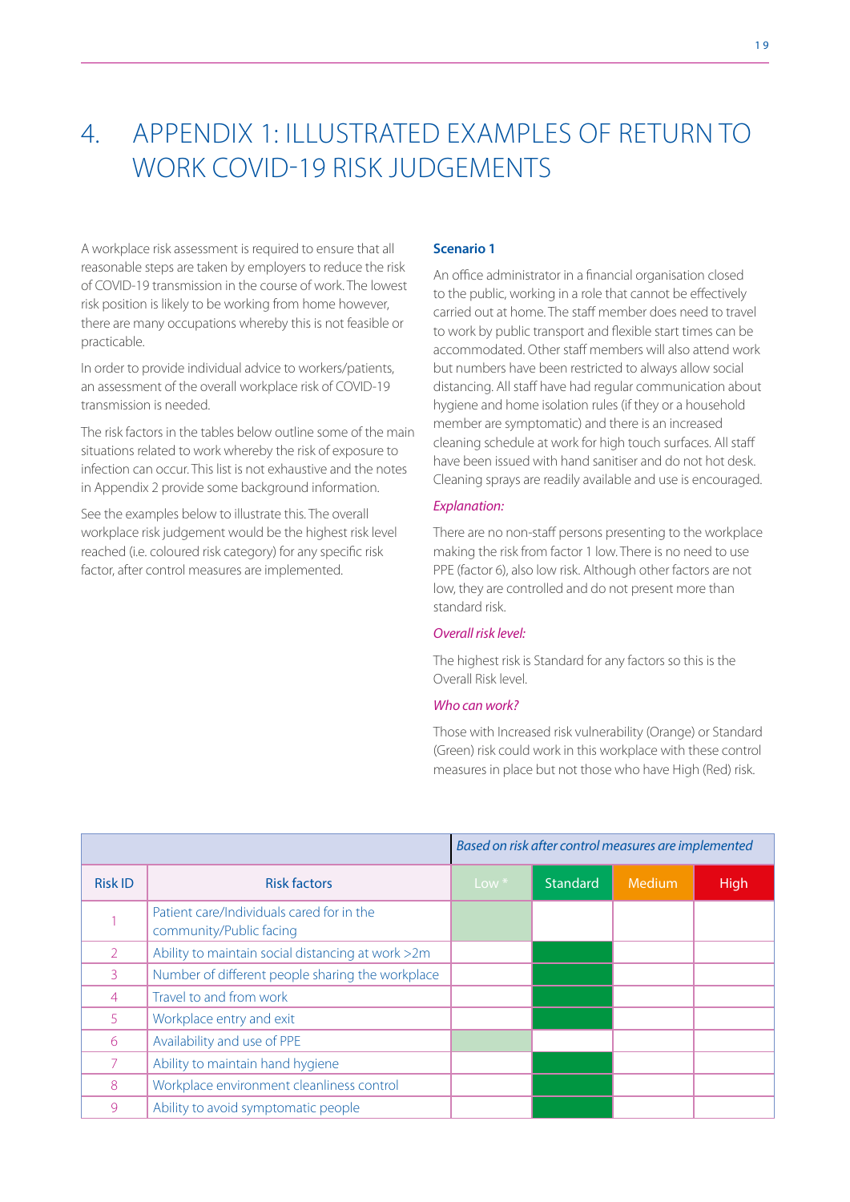# 4. APPENDIX 1: ILLUSTRATED EXAMPLES OF RETURN TO WORK COVID-19 RISK JUDGEMENTS

A workplace risk assessment is required to ensure that all reasonable steps are taken by employers to reduce the risk of COVID-19 transmission in the course of work. The lowest risk position is likely to be working from home however, there are many occupations whereby this is not feasible or practicable.

In order to provide individual advice to workers/patients, an assessment of the overall workplace risk of COVID-19 transmission is needed.

The risk factors in the tables below outline some of the main situations related to work whereby the risk of exposure to infection can occur. This list is not exhaustive and the notes in Appendix 2 provide some background information.

See the examples below to illustrate this. The overall workplace risk judgement would be the highest risk level reached (i.e. coloured risk category) for any specific risk factor, after control measures are implemented.

**Scenario 1**

An office administrator in a financial organisation closed to the public, working in a role that cannot be effectively carried out at home. The staff member does need to travel to work by public transport and flexible start times can be accommodated. Other staff members will also attend work but numbers have been restricted to always allow social distancing. All staff have had regular communication about hygiene and home isolation rules (if they or a household member are symptomatic) and there is an increased cleaning schedule at work for high touch surfaces. All staff have been issued with hand sanitiser and do not hot desk. Cleaning sprays are readily available and use is encouraged.

*Explanation:*

There are no non-staff persons presenting to the workplace making the risk from factor 1 low. There is no need to use PPE (factor 6), also low risk. Although other factors are not low, they are controlled and do not present more than standard risk.

*Overall risk level:*

The highest risk is Standard for any factors so this is the Overall Risk level.

*Who can work?*

Those with Increased risk vulnerability (Orange) or Standard (Green) risk could work in this workplace with these control measures in place but not those who have High (Red) risk.

| | | *Based on risk after control measures are implemented* | | | |
|---|---|---|---|---|---|
| Risk ID | Risk factors | Low * | Standard | Medium | High |
| 1 | Patient care/Individuals cared for in the community/Public facing | ■ | | | |
| 2 | Ability to maintain social distancing at work >2m | | ■ | | |
| 3 | Number of different people sharing the workplace | | ■ | | |
| 4 | Travel to and from work | | ■ | | |
| 5 | Workplace entry and exit | | ■ | | |
| 6 | Availability and use of PPE | ■ | | | |
| 7 | Ability to maintain hand hygiene | | ■ | | |
| 8 | Workplace environment cleanliness control | | ■ | | |
| 9 | Ability to avoid symptomatic people | | ■ | | |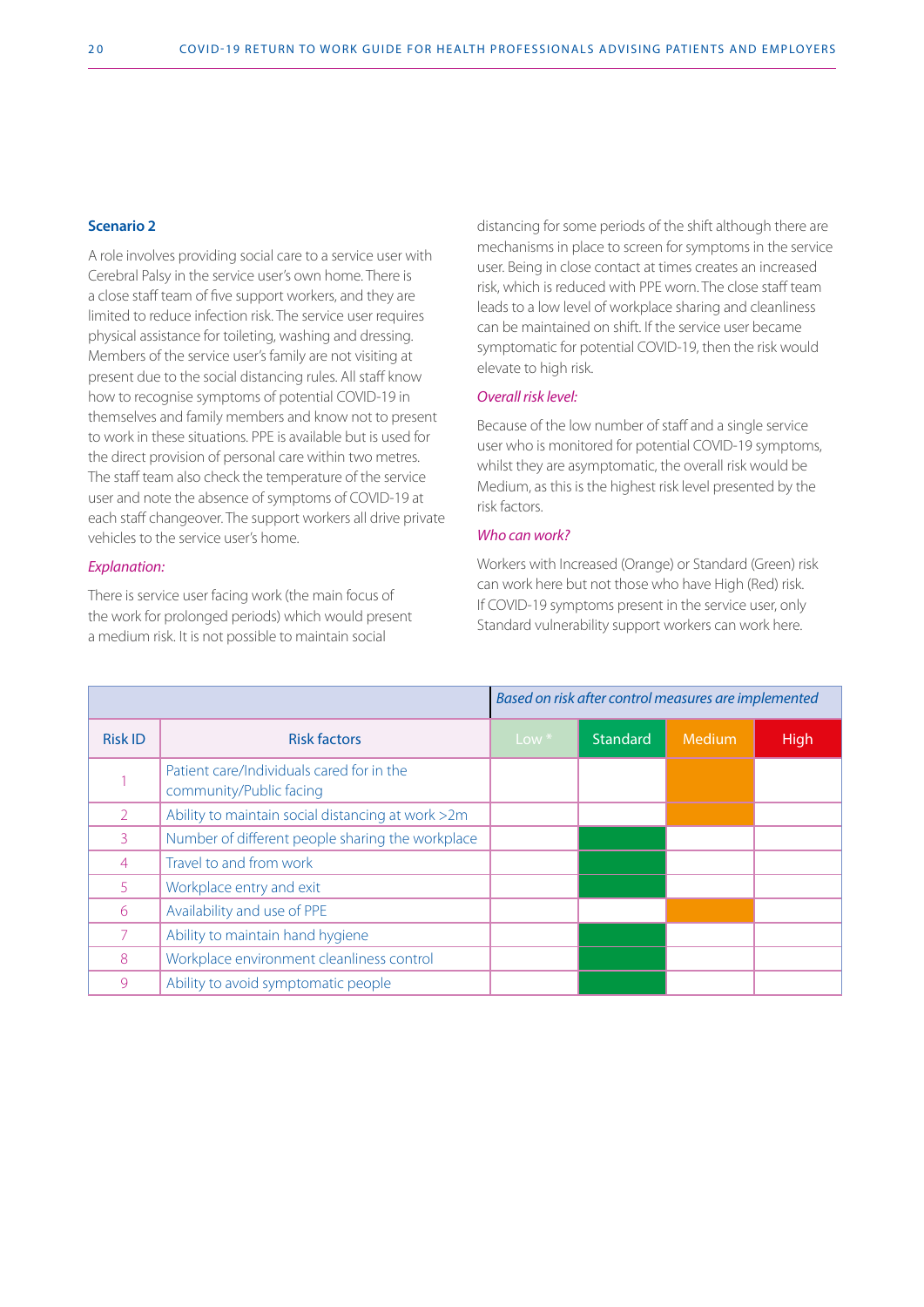**Scenario 2**

A role involves providing social care to a service user with Cerebral Palsy in the service user's own home. There is a close staff team of five support workers, and they are limited to reduce infection risk. The service user requires physical assistance for toileting, washing and dressing. Members of the service user's family are not visiting at present due to the social distancing rules. All staff know how to recognise symptoms of potential COVID-19 in themselves and family members and know not to present to work in these situations. PPE is available but is used for the direct provision of personal care within two metres. The staff team also check the temperature of the service user and note the absence of symptoms of COVID-19 at each staff changeover. The support workers all drive private vehicles to the service user's home.

*Explanation:*

There is service user facing work (the main focus of the work for prolonged periods) which would present a medium risk. It is not possible to maintain social distancing for some periods of the shift although there are mechanisms in place to screen for symptoms in the service user. Being in close contact at times creates an increased risk, which is reduced with PPE worn. The close staff team leads to a low level of workplace sharing and cleanliness can be maintained on shift. If the service user became symptomatic for potential COVID-19, then the risk would elevate to high risk.

*Overall risk level:*

Because of the low number of staff and a single service user who is monitored for potential COVID-19 symptoms, whilst they are asymptomatic, the overall risk would be Medium, as this is the highest risk level presented by the risk factors.

*Who can work?*

Workers with Increased (Orange) or Standard (Green) risk can work here but not those who have High (Red) risk. If COVID-19 symptoms present in the service user, only Standard vulnerability support workers can work here.

| | | *Based on risk after control measures are implemented* | | | |
|---|---|---|---|---|---|
| Risk ID | Risk factors | Low * | Standard | Medium | High |
| 1 | Patient care/Individuals cared for in the community/Public facing | | | X | |
| 2 | Ability to maintain social distancing at work >2m | | | X | |
| 3 | Number of different people sharing the workplace | | X | | |
| 4 | Travel to and from work | | X | | |
| 5 | Workplace entry and exit | | X | | |
| 6 | Availability and use of PPE | | | X | |
| 7 | Ability to maintain hand hygiene | | X | | |
| 8 | Workplace environment cleanliness control | | X | | |
| 9 | Ability to avoid symptomatic people | | X | | |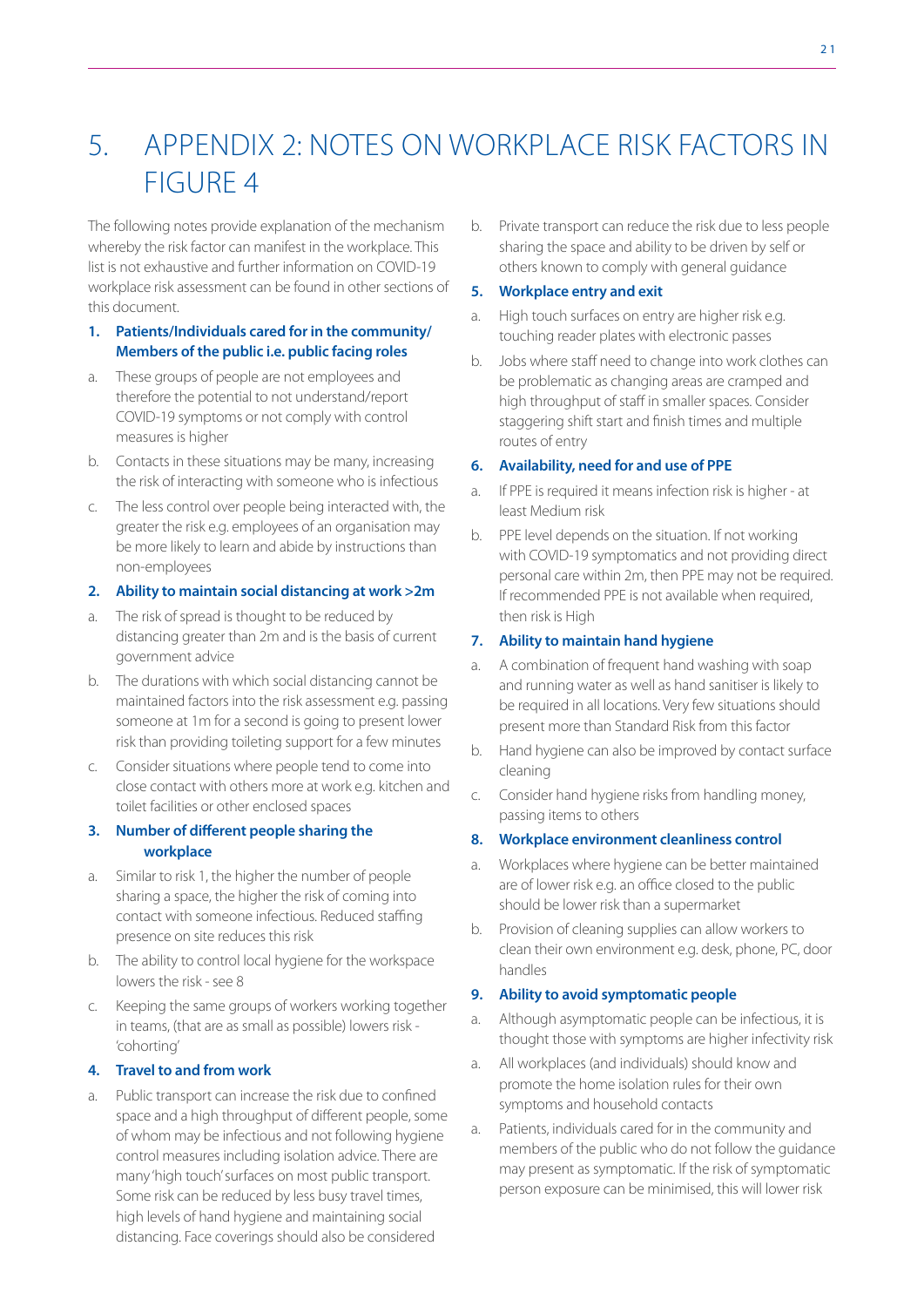# 5. APPENDIX 2: NOTES ON WORKPLACE RISK FACTORS IN FIGURE 4

The following notes provide explanation of the mechanism whereby the risk factor can manifest in the workplace. This list is not exhaustive and further information on COVID-19 workplace risk assessment can be found in other sections of this document.

**1. Patients/Individuals cared for in the community/ Members of the public i.e. public facing roles**

a. These groups of people are not employees and therefore the potential to not understand/report COVID-19 symptoms or not comply with control measures is higher

b. Contacts in these situations may be many, increasing the risk of interacting with someone who is infectious

c. The less control over people being interacted with, the greater the risk e.g. employees of an organisation may be more likely to learn and abide by instructions than non-employees

**2. Ability to maintain social distancing at work >2m**

a. The risk of spread is thought to be reduced by distancing greater than 2m and is the basis of current government advice

b. The durations with which social distancing cannot be maintained factors into the risk assessment e.g. passing someone at 1m for a second is going to present lower risk than providing toileting support for a few minutes

c. Consider situations where people tend to come into close contact with others more at work e.g. kitchen and toilet facilities or other enclosed spaces

**3. Number of different people sharing the workplace**

a. Similar to risk 1, the higher the number of people sharing a space, the higher the risk of coming into contact with someone infectious. Reduced staffing presence on site reduces this risk

b. The ability to control local hygiene for the workspace lowers the risk - see 8

c. Keeping the same groups of workers working together in teams, (that are as small as possible) lowers risk - 'cohorting'

**4. Travel to and from work**

a. Public transport can increase the risk due to confined space and a high throughput of different people, some of whom may be infectious and not following hygiene control measures including isolation advice. There are many 'high touch' surfaces on most public transport. Some risk can be reduced by less busy travel times, high levels of hand hygiene and maintaining social distancing. Face coverings should also be considered

b. Private transport can reduce the risk due to less people sharing the space and ability to be driven by self or others known to comply with general guidance

**5. Workplace entry and exit**

a. High touch surfaces on entry are higher risk e.g. touching reader plates with electronic passes

b. Jobs where staff need to change into work clothes can be problematic as changing areas are cramped and high throughput of staff in smaller spaces. Consider staggering shift start and finish times and multiple routes of entry

**6. Availability, need for and use of PPE**

a. If PPE is required it means infection risk is higher - at least Medium risk

b. PPE level depends on the situation. If not working with COVID-19 symptomatics and not providing direct personal care within 2m, then PPE may not be required. If recommended PPE is not available when required, then risk is High

**7. Ability to maintain hand hygiene**

a. A combination of frequent hand washing with soap and running water as well as hand sanitiser is likely to be required in all locations. Very few situations should present more than Standard Risk from this factor

b. Hand hygiene can also be improved by contact surface cleaning

c. Consider hand hygiene risks from handling money, passing items to others

**8. Workplace environment cleanliness control**

a. Workplaces where hygiene can be better maintained are of lower risk e.g. an office closed to the public should be lower risk than a supermarket

b. Provision of cleaning supplies can allow workers to clean their own environment e.g. desk, phone, PC, door handles

**9. Ability to avoid symptomatic people**

a. Although asymptomatic people can be infectious, it is thought those with symptoms are higher infectivity risk

a. All workplaces (and individuals) should know and promote the home isolation rules for their own symptoms and household contacts

a. Patients, individuals cared for in the community and members of the public who do not follow the guidance may present as symptomatic. If the risk of symptomatic person exposure can be minimised, this will lower risk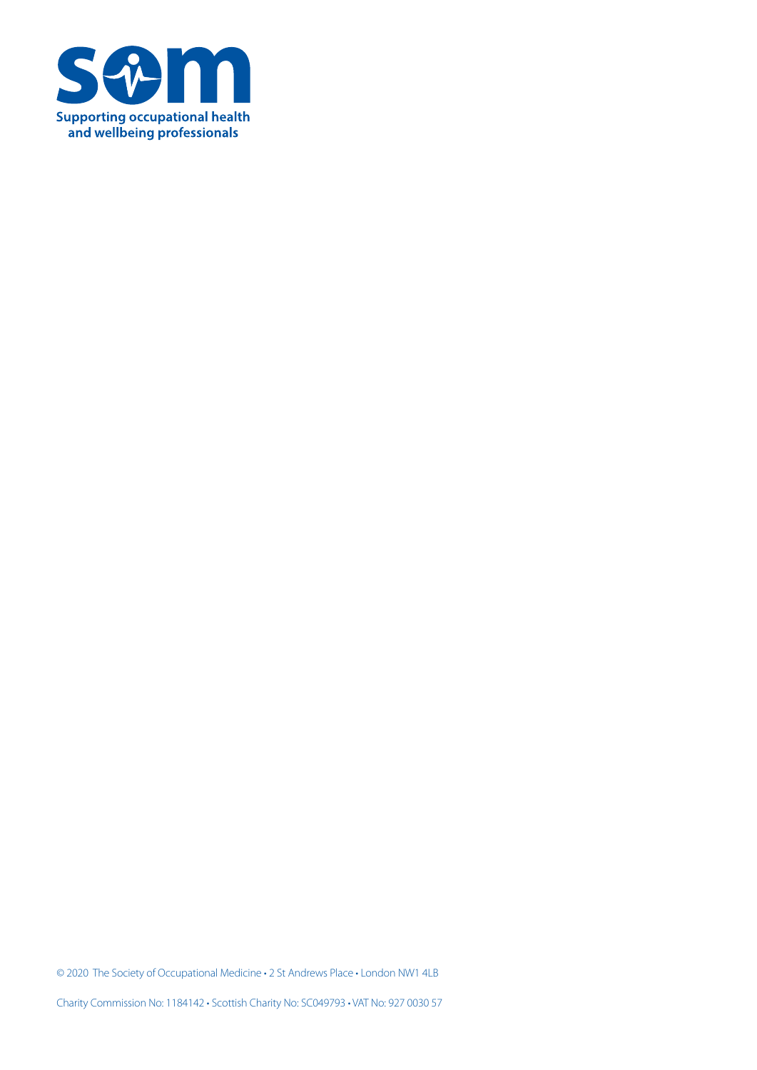Supporting occupational health and wellbeing professionals

© 2020 The Society of Occupational Medicine • 2 St Andrews Place • London NW1 4LB

Charity Commission No: 1184142 • Scottish Charity No: SC049793 • VAT No: 927 0030 57